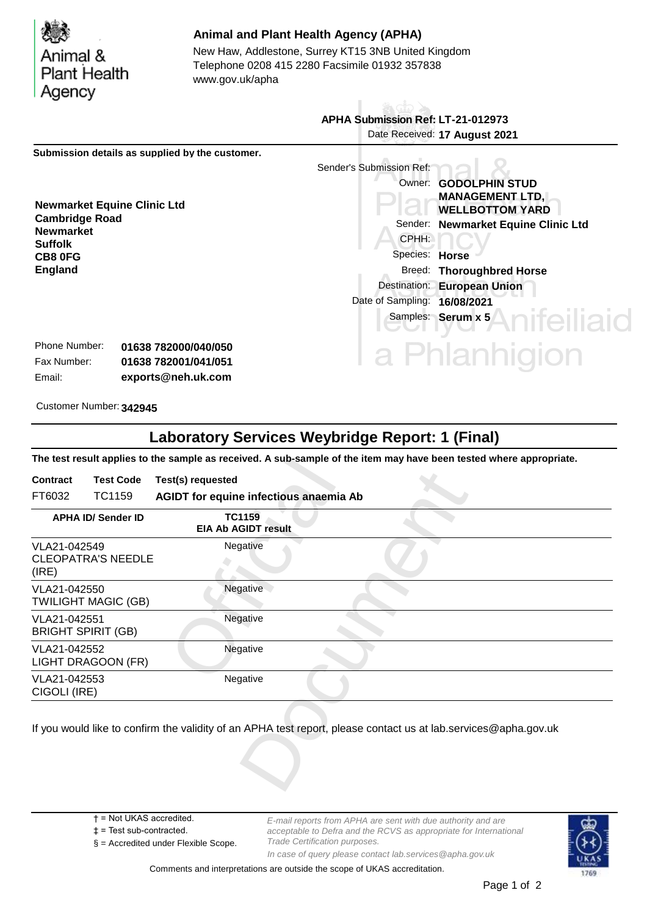Animal & Plant Health Agency

**Animal and Plant Health Agency (APHA)**

New Haw, Addlestone, Surrey KT15 3NB United Kingdom
Telephone 0208 415 2280 Facsimile 01932 357838
www.gov.uk/apha

**APHA Submission Ref: LT-21-012973**
Date Received: **17 August 2021**

**Submission details as supplied by the customer.**

**Newmarket Equine Clinic Ltd**
**Cambridge Road**
**Newmarket**
**Suffolk**
**CB8 0FG**
**England**

Sender's Submission Ref:
Owner: **GODOLPHIN STUD MANAGEMENT LTD, WELLBOTTOM YARD**
Sender: **Newmarket Equine Clinic Ltd**
CPHH:
Species: **Horse**
Breed: **Thoroughbred Horse**
Destination: **European Union**
Date of Sampling: **16/08/2021**
Samples: **Serum x 5**

Phone Number: **01638 782000/040/050**
Fax Number: **01638 782001/041/051**
Email: **exports@neh.uk.com**

Customer Number: **342945**

## Laboratory Services Weybridge Report: 1 (Final)

**The test result applies to the sample as received. A sub-sample of the item may have been tested where appropriate.**

| Contract | Test Code | Test(s) requested |
|---|---|---|
| FT6032 | TC1159 | **AGIDT for equine infectious anaemia Ab** |

| APHA ID/ Sender ID | TC1159 EIA Ab AGIDT result |
|---|---|
| VLA21-042549 CLEOPATRA'S NEEDLE (IRE) | Negative |
| VLA21-042550 TWILIGHT MAGIC (GB) | Negative |
| VLA21-042551 BRIGHT SPIRIT (GB) | Negative |
| VLA21-042552 LIGHT DRAGOON (FR) | Negative |
| VLA21-042553 CIGOLI (IRE) | Negative |

If you would like to confirm the validity of an APHA test report, please contact us at lab.services@apha.gov.uk

† = Not UKAS accredited.
‡ = Test sub-contracted.
§ = Accredited under Flexible Scope.

*E-mail reports from APHA are sent with due authority and are acceptable to Defra and the RCVS as appropriate for International Trade Certification purposes.*
*In case of query please contact lab.services@apha.gov.uk*

Comments and interpretations are outside the scope of UKAS accreditation.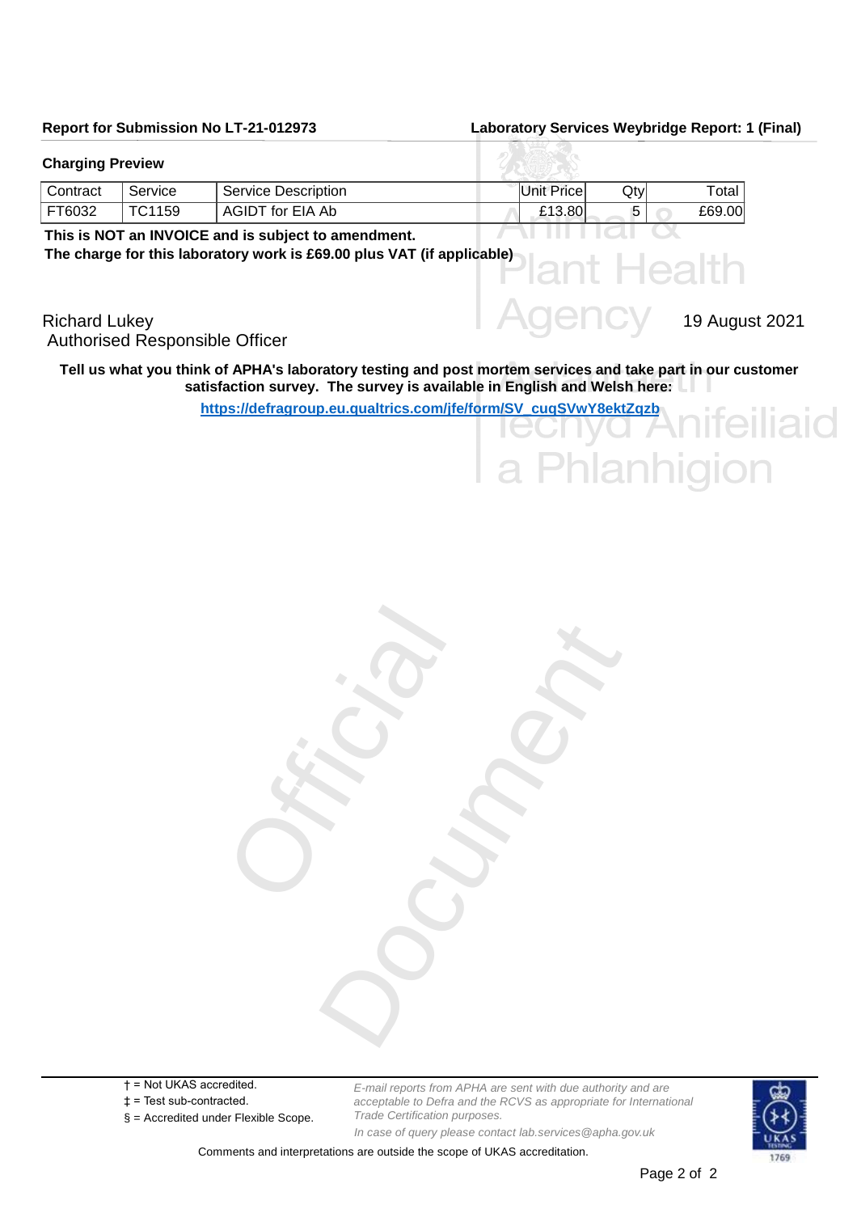**Report for Submission No LT-21-012973** **Laboratory Services Weybridge Report: 1 (Final)**

**Charging Preview**

| Contract | Service | Service Description | Unit Price | Qty | Total |
|---|---|---|---|---|---|
| FT6032 | TC1159 | AGIDT for EIA Ab | £13.80 | 5 | £69.00 |

**This is NOT an INVOICE and is subject to amendment.**
**The charge for this laboratory work is £69.00 plus VAT (if applicable)**

Richard Lukey
Authorised Responsible Officer

19 August 2021

**Tell us what you think of APHA's laboratory testing and post mortem services and take part in our customer satisfaction survey. The survey is available in English and Welsh here:**

**https://defragroup.eu.qualtrics.com/jfe/form/SV_cuqSVwY8ektZqzb**

† = Not UKAS accredited.
‡ = Test sub-contracted.
§ = Accredited under Flexible Scope.

*E-mail reports from APHA are sent with due authority and are acceptable to Defra and the RCVS as appropriate for International Trade Certification purposes.*
*In case of query please contact lab.services@apha.gov.uk*

Comments and interpretations are outside the scope of UKAS accreditation.